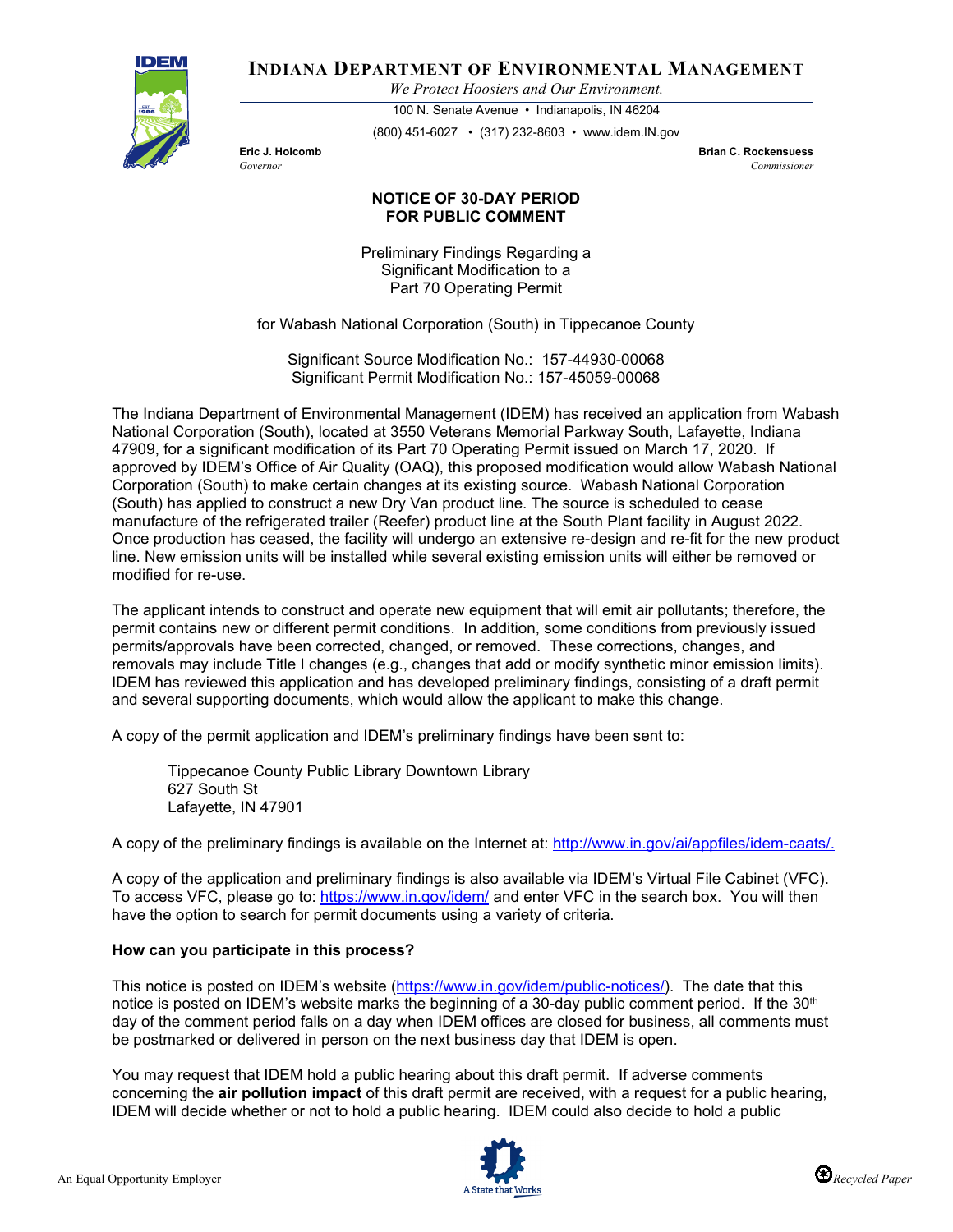**INDIANA DEPARTMENT OF ENVIRONMENTAL MANAGEMENT**

*We Protect Hoosiers and Our Environment.*

100 N. Senate Avenue • Indianapolis, IN 46204

(800) 451-6027 • (317) 232-8603 • www.idem.IN.gov

**Eric J. Holcomb**
*Governor*

**Brian C. Rockensuess**
*Commissioner*

## NOTICE OF 30-DAY PERIOD FOR PUBLIC COMMENT

Preliminary Findings Regarding a Significant Modification to a Part 70 Operating Permit

for Wabash National Corporation (South) in Tippecanoe County

Significant Source Modification No.: 157-44930-00068
Significant Permit Modification No.: 157-45059-00068

The Indiana Department of Environmental Management (IDEM) has received an application from Wabash National Corporation (South), located at 3550 Veterans Memorial Parkway South, Lafayette, Indiana 47909, for a significant modification of its Part 70 Operating Permit issued on March 17, 2020. If approved by IDEM's Office of Air Quality (OAQ), this proposed modification would allow Wabash National Corporation (South) to make certain changes at its existing source. Wabash National Corporation (South) has applied to construct a new Dry Van product line. The source is scheduled to cease manufacture of the refrigerated trailer (Reefer) product line at the South Plant facility in August 2022. Once production has ceased, the facility will undergo an extensive re-design and re-fit for the new product line. New emission units will be installed while several existing emission units will either be removed or modified for re-use.

The applicant intends to construct and operate new equipment that will emit air pollutants; therefore, the permit contains new or different permit conditions. In addition, some conditions from previously issued permits/approvals have been corrected, changed, or removed. These corrections, changes, and removals may include Title I changes (e.g., changes that add or modify synthetic minor emission limits). IDEM has reviewed this application and has developed preliminary findings, consisting of a draft permit and several supporting documents, which would allow the applicant to make this change.

A copy of the permit application and IDEM's preliminary findings have been sent to:

> Tippecanoe County Public Library Downtown Library
> 627 South St
> Lafayette, IN 47901

A copy of the preliminary findings is available on the Internet at: http://www.in.gov/ai/appfiles/idem-caats/.

A copy of the application and preliminary findings is also available via IDEM's Virtual File Cabinet (VFC). To access VFC, please go to: https://www.in.gov/idem/ and enter VFC in the search box. You will then have the option to search for permit documents using a variety of criteria.

**How can you participate in this process?**

This notice is posted on IDEM's website (https://www.in.gov/idem/public-notices/). The date that this notice is posted on IDEM's website marks the beginning of a 30-day public comment period. If the 30th day of the comment period falls on a day when IDEM offices are closed for business, all comments must be postmarked or delivered in person on the next business day that IDEM is open.

You may request that IDEM hold a public hearing about this draft permit. If adverse comments concerning the **air pollution impact** of this draft permit are received, with a request for a public hearing, IDEM will decide whether or not to hold a public hearing. IDEM could also decide to hold a public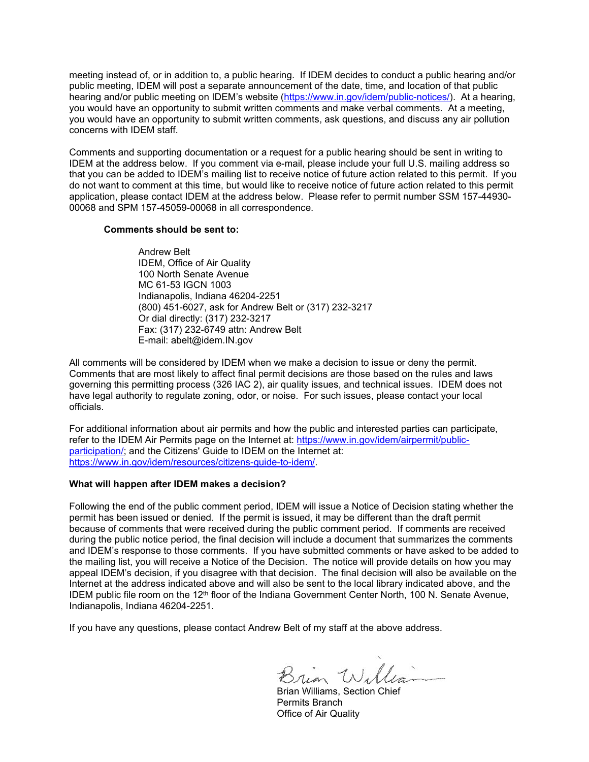meeting instead of, or in addition to, a public hearing. If IDEM decides to conduct a public hearing and/or public meeting, IDEM will post a separate announcement of the date, time, and location of that public hearing and/or public meeting on IDEM's website (https://www.in.gov/idem/public-notices/). At a hearing, you would have an opportunity to submit written comments and make verbal comments. At a meeting, you would have an opportunity to submit written comments, ask questions, and discuss any air pollution concerns with IDEM staff.

Comments and supporting documentation or a request for a public hearing should be sent in writing to IDEM at the address below. If you comment via e-mail, please include your full U.S. mailing address so that you can be added to IDEM's mailing list to receive notice of future action related to this permit. If you do not want to comment at this time, but would like to receive notice of future action related to this permit application, please contact IDEM at the address below. Please refer to permit number SSM 157-44930-00068 and SPM 157-45059-00068 in all correspondence.

**Comments should be sent to:**

Andrew Belt
IDEM, Office of Air Quality
100 North Senate Avenue
MC 61-53 IGCN 1003
Indianapolis, Indiana 46204-2251
(800) 451-6027, ask for Andrew Belt or (317) 232-3217
Or dial directly: (317) 232-3217
Fax: (317) 232-6749 attn: Andrew Belt
E-mail: abelt@idem.IN.gov

All comments will be considered by IDEM when we make a decision to issue or deny the permit. Comments that are most likely to affect final permit decisions are those based on the rules and laws governing this permitting process (326 IAC 2), air quality issues, and technical issues. IDEM does not have legal authority to regulate zoning, odor, or noise. For such issues, please contact your local officials.

For additional information about air permits and how the public and interested parties can participate, refer to the IDEM Air Permits page on the Internet at: https://www.in.gov/idem/airpermit/public-participation/; and the Citizens' Guide to IDEM on the Internet at: https://www.in.gov/idem/resources/citizens-guide-to-idem/.

**What will happen after IDEM makes a decision?**

Following the end of the public comment period, IDEM will issue a Notice of Decision stating whether the permit has been issued or denied. If the permit is issued, it may be different than the draft permit because of comments that were received during the public comment period. If comments are received during the public notice period, the final decision will include a document that summarizes the comments and IDEM's response to those comments. If you have submitted comments or have asked to be added to the mailing list, you will receive a Notice of the Decision. The notice will provide details on how you may appeal IDEM's decision, if you disagree with that decision. The final decision will also be available on the Internet at the address indicated above and will also be sent to the local library indicated above, and the IDEM public file room on the 12th floor of the Indiana Government Center North, 100 N. Senate Avenue, Indianapolis, Indiana 46204-2251.

If you have any questions, please contact Andrew Belt of my staff at the above address.

Brian Williams, Section Chief
Permits Branch
Office of Air Quality